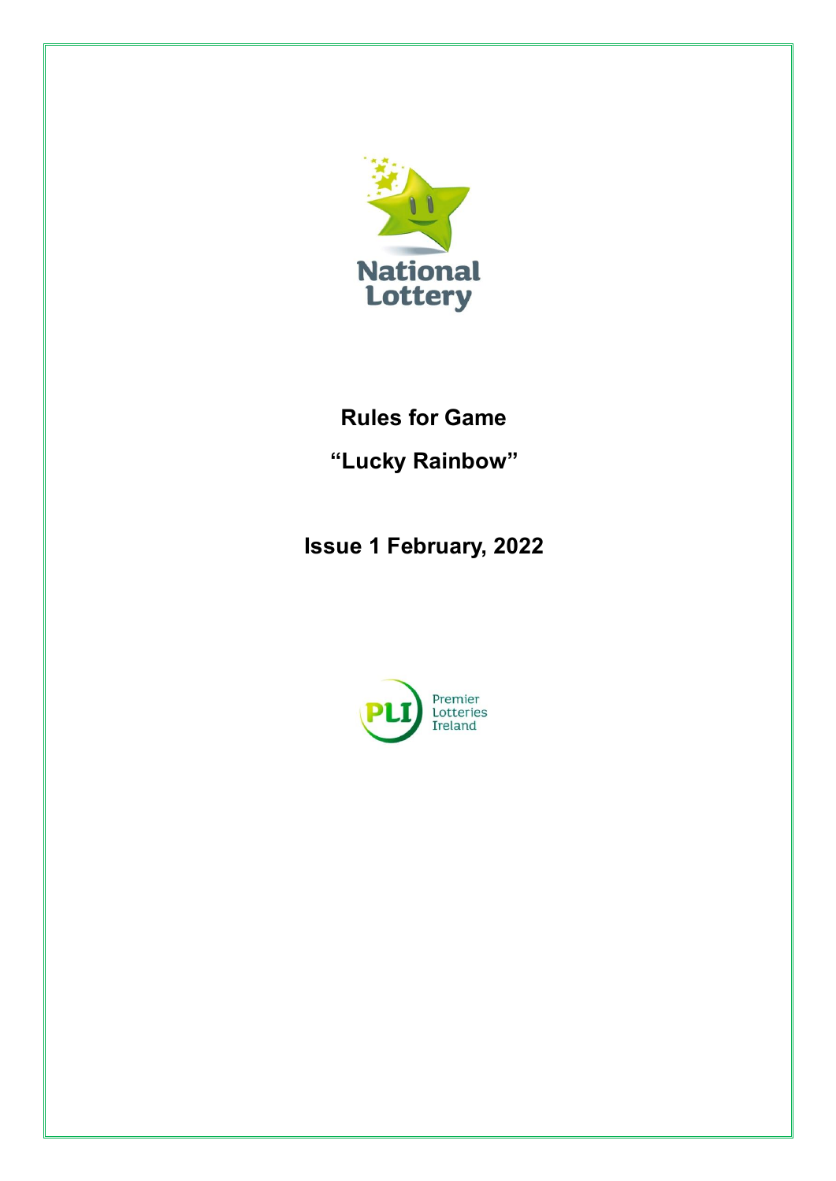# Rules for Game

# "Lucky Rainbow"

## Issue 1 February, 2022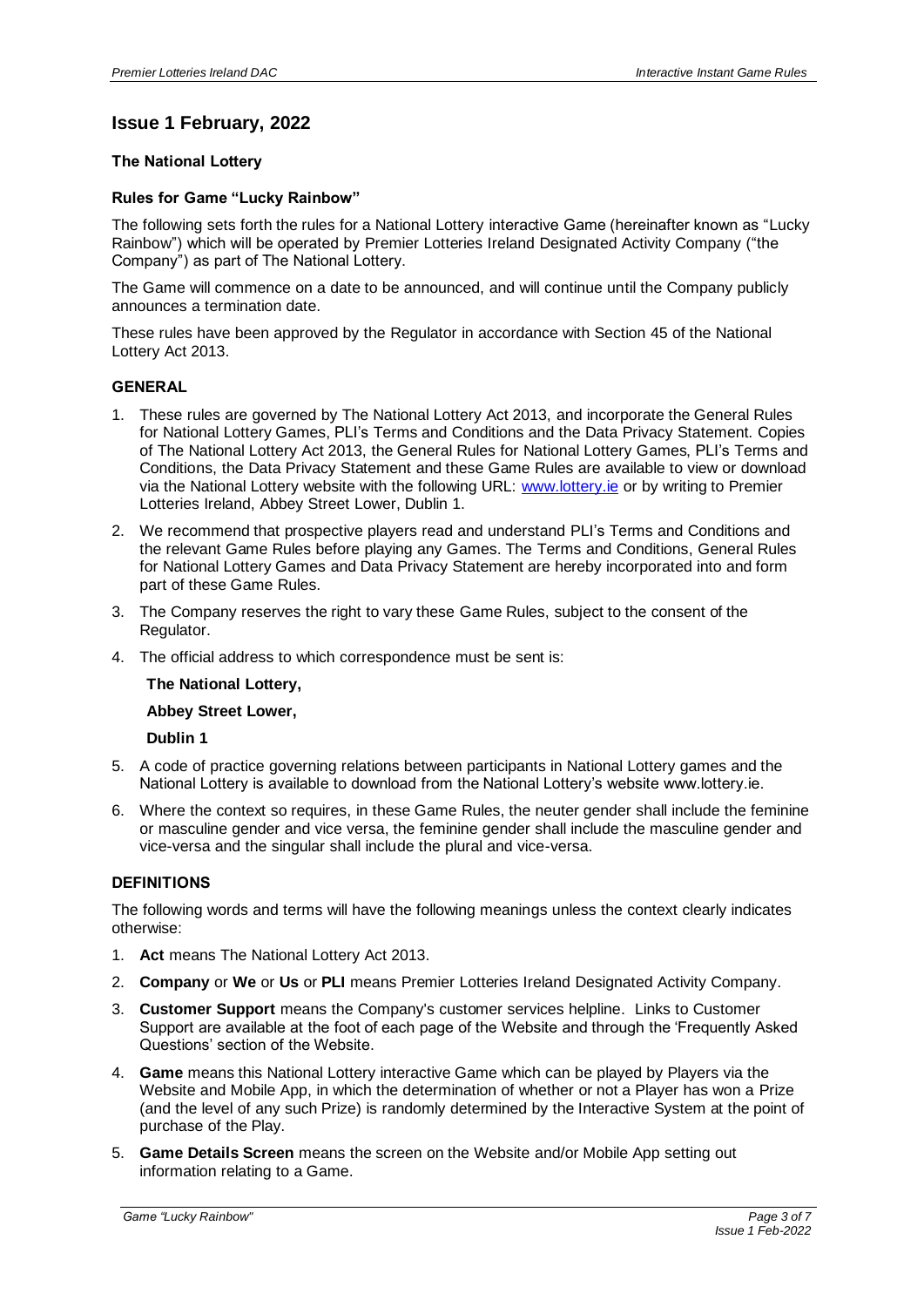## Issue 1 February, 2022

### The National Lottery

### Rules for Game "Lucky Rainbow"

The following sets forth the rules for a National Lottery interactive Game (hereinafter known as "Lucky Rainbow") which will be operated by Premier Lotteries Ireland Designated Activity Company ("the Company") as part of The National Lottery.

The Game will commence on a date to be announced, and will continue until the Company publicly announces a termination date.

These rules have been approved by the Regulator in accordance with Section 45 of the National Lottery Act 2013.

### GENERAL

1. These rules are governed by The National Lottery Act 2013, and incorporate the General Rules for National Lottery Games, PLI's Terms and Conditions and the Data Privacy Statement. Copies of The National Lottery Act 2013, the General Rules for National Lottery Games, PLI's Terms and Conditions, the Data Privacy Statement and these Game Rules are available to view or download via the National Lottery website with the following URL: [www.lottery.ie](www.lottery.ie) or by writing to Premier Lotteries Ireland, Abbey Street Lower, Dublin 1.
2. We recommend that prospective players read and understand PLI's Terms and Conditions and the relevant Game Rules before playing any Games. The Terms and Conditions, General Rules for National Lottery Games and Data Privacy Statement are hereby incorporated into and form part of these Game Rules.
3. The Company reserves the right to vary these Game Rules, subject to the consent of the Regulator.
4. The official address to which correspondence must be sent is:

   **The National Lottery,**

   **Abbey Street Lower,**

   **Dublin 1**
5. A code of practice governing relations between participants in National Lottery games and the National Lottery is available to download from the National Lottery's website www.lottery.ie.
6. Where the context so requires, in these Game Rules, the neuter gender shall include the feminine or masculine gender and vice versa, the feminine gender shall include the masculine gender and vice-versa and the singular shall include the plural and vice-versa.

### DEFINITIONS

The following words and terms will have the following meanings unless the context clearly indicates otherwise:

1. **Act** means The National Lottery Act 2013.
2. **Company** or **We** or **Us** or **PLI** means Premier Lotteries Ireland Designated Activity Company.
3. **Customer Support** means the Company's customer services helpline. Links to Customer Support are available at the foot of each page of the Website and through the 'Frequently Asked Questions' section of the Website.
4. **Game** means this National Lottery interactive Game which can be played by Players via the Website and Mobile App, in which the determination of whether or not a Player has won a Prize (and the level of any such Prize) is randomly determined by the Interactive System at the point of purchase of the Play.
5. **Game Details Screen** means the screen on the Website and/or Mobile App setting out information relating to a Game.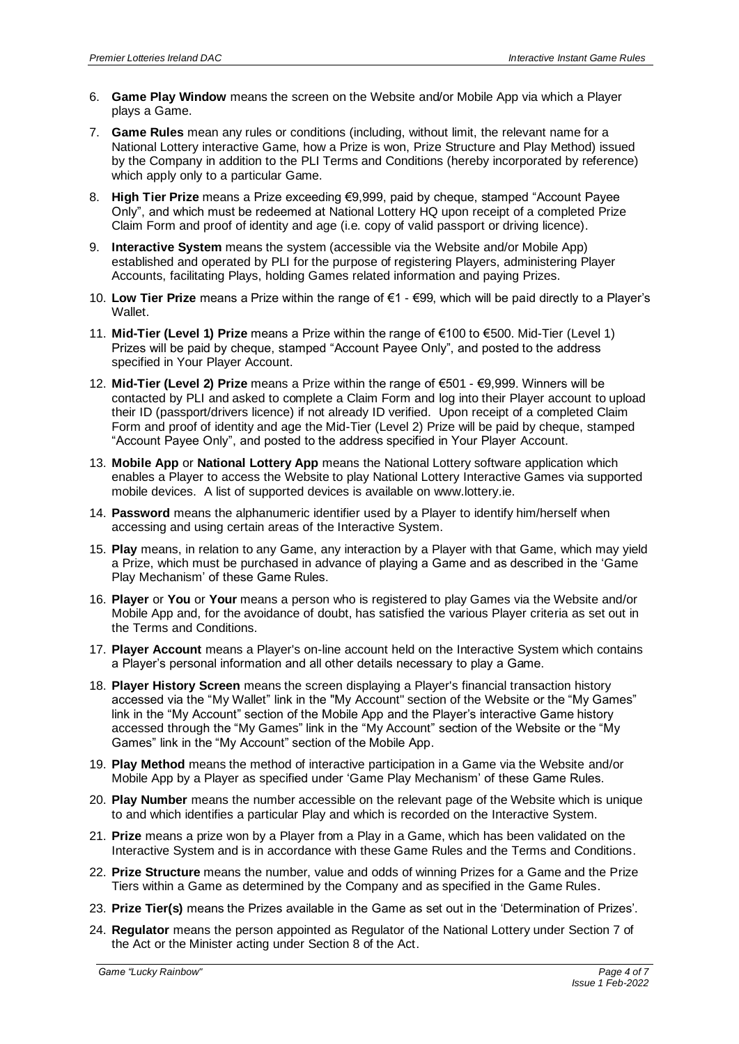6. **Game Play Window** means the screen on the Website and/or Mobile App via which a Player plays a Game.
7. **Game Rules** mean any rules or conditions (including, without limit, the relevant name for a National Lottery interactive Game, how a Prize is won, Prize Structure and Play Method) issued by the Company in addition to the PLI Terms and Conditions (hereby incorporated by reference) which apply only to a particular Game.
8. **High Tier Prize** means a Prize exceeding €9,999, paid by cheque, stamped "Account Payee Only", and which must be redeemed at National Lottery HQ upon receipt of a completed Prize Claim Form and proof of identity and age (i.e. copy of valid passport or driving licence).
9. **Interactive System** means the system (accessible via the Website and/or Mobile App) established and operated by PLI for the purpose of registering Players, administering Player Accounts, facilitating Plays, holding Games related information and paying Prizes.
10. **Low Tier Prize** means a Prize within the range of €1 - €99, which will be paid directly to a Player's Wallet.
11. **Mid-Tier (Level 1) Prize** means a Prize within the range of €100 to €500. Mid-Tier (Level 1) Prizes will be paid by cheque, stamped "Account Payee Only", and posted to the address specified in Your Player Account.
12. **Mid-Tier (Level 2) Prize** means a Prize within the range of €501 - €9,999. Winners will be contacted by PLI and asked to complete a Claim Form and log into their Player account to upload their ID (passport/drivers licence) if not already ID verified. Upon receipt of a completed Claim Form and proof of identity and age the Mid-Tier (Level 2) Prize will be paid by cheque, stamped "Account Payee Only", and posted to the address specified in Your Player Account.
13. **Mobile App** or **National Lottery App** means the National Lottery software application which enables a Player to access the Website to play National Lottery Interactive Games via supported mobile devices. A list of supported devices is available on www.lottery.ie.
14. **Password** means the alphanumeric identifier used by a Player to identify him/herself when accessing and using certain areas of the Interactive System.
15. **Play** means, in relation to any Game, any interaction by a Player with that Game, which may yield a Prize, which must be purchased in advance of playing a Game and as described in the 'Game Play Mechanism' of these Game Rules.
16. **Player** or **You** or **Your** means a person who is registered to play Games via the Website and/or Mobile App and, for the avoidance of doubt, has satisfied the various Player criteria as set out in the Terms and Conditions.
17. **Player Account** means a Player's on-line account held on the Interactive System which contains a Player's personal information and all other details necessary to play a Game.
18. **Player History Screen** means the screen displaying a Player's financial transaction history accessed via the "My Wallet" link in the "My Account" section of the Website or the "My Games" link in the "My Account" section of the Mobile App and the Player's interactive Game history accessed through the "My Games" link in the "My Account" section of the Website or the "My Games" link in the "My Account" section of the Mobile App.
19. **Play Method** means the method of interactive participation in a Game via the Website and/or Mobile App by a Player as specified under 'Game Play Mechanism' of these Game Rules.
20. **Play Number** means the number accessible on the relevant page of the Website which is unique to and which identifies a particular Play and which is recorded on the Interactive System.
21. **Prize** means a prize won by a Player from a Play in a Game, which has been validated on the Interactive System and is in accordance with these Game Rules and the Terms and Conditions.
22. **Prize Structure** means the number, value and odds of winning Prizes for a Game and the Prize Tiers within a Game as determined by the Company and as specified in the Game Rules.
23. **Prize Tier(s)** means the Prizes available in the Game as set out in the 'Determination of Prizes'.
24. **Regulator** means the person appointed as Regulator of the National Lottery under Section 7 of the Act or the Minister acting under Section 8 of the Act.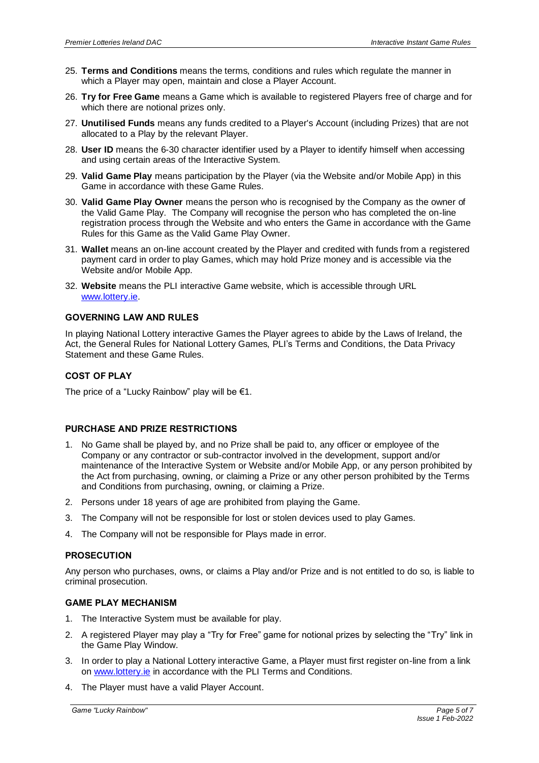25. **Terms and Conditions** means the terms, conditions and rules which regulate the manner in which a Player may open, maintain and close a Player Account.
26. **Try for Free Game** means a Game which is available to registered Players free of charge and for which there are notional prizes only.
27. **Unutilised Funds** means any funds credited to a Player's Account (including Prizes) that are not allocated to a Play by the relevant Player.
28. **User ID** means the 6-30 character identifier used by a Player to identify himself when accessing and using certain areas of the Interactive System.
29. **Valid Game Play** means participation by the Player (via the Website and/or Mobile App) in this Game in accordance with these Game Rules.
30. **Valid Game Play Owner** means the person who is recognised by the Company as the owner of the Valid Game Play. The Company will recognise the person who has completed the on-line registration process through the Website and who enters the Game in accordance with the Game Rules for this Game as the Valid Game Play Owner.
31. **Wallet** means an on-line account created by the Player and credited with funds from a registered payment card in order to play Games, which may hold Prize money and is accessible via the Website and/or Mobile App.
32. **Website** means the PLI interactive Game website, which is accessible through URL www.lottery.ie.

### GOVERNING LAW AND RULES

In playing National Lottery interactive Games the Player agrees to abide by the Laws of Ireland, the Act, the General Rules for National Lottery Games, PLI's Terms and Conditions, the Data Privacy Statement and these Game Rules.

### COST OF PLAY

The price of a "Lucky Rainbow" play will be €1.

### PURCHASE AND PRIZE RESTRICTIONS

1. No Game shall be played by, and no Prize shall be paid to, any officer or employee of the Company or any contractor or sub-contractor involved in the development, support and/or maintenance of the Interactive System or Website and/or Mobile App, or any person prohibited by the Act from purchasing, owning, or claiming a Prize or any other person prohibited by the Terms and Conditions from purchasing, owning, or claiming a Prize.
2. Persons under 18 years of age are prohibited from playing the Game.
3. The Company will not be responsible for lost or stolen devices used to play Games.
4. The Company will not be responsible for Plays made in error.

### PROSECUTION

Any person who purchases, owns, or claims a Play and/or Prize and is not entitled to do so, is liable to criminal prosecution.

### GAME PLAY MECHANISM

1. The Interactive System must be available for play.
2. A registered Player may play a "Try for Free" game for notional prizes by selecting the "Try" link in the Game Play Window.
3. In order to play a National Lottery interactive Game, a Player must first register on-line from a link on www.lottery.ie in accordance with the PLI Terms and Conditions.
4. The Player must have a valid Player Account.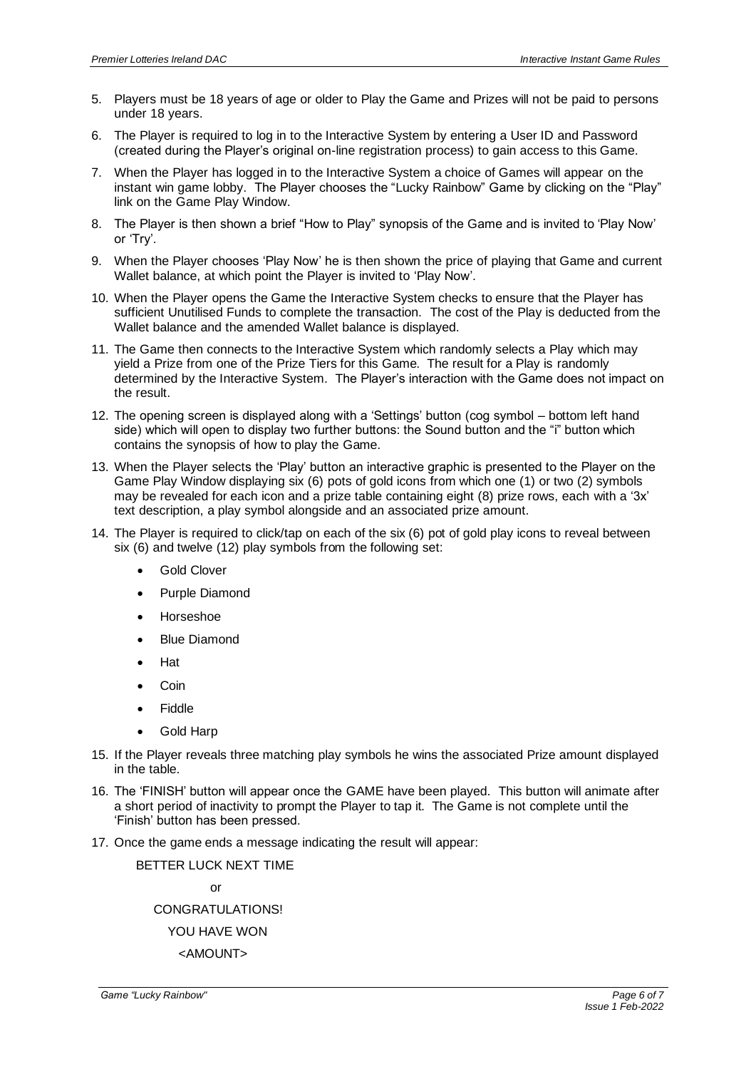5. Players must be 18 years of age or older to Play the Game and Prizes will not be paid to persons under 18 years.
6. The Player is required to log in to the Interactive System by entering a User ID and Password (created during the Player's original on-line registration process) to gain access to this Game.
7. When the Player has logged in to the Interactive System a choice of Games will appear on the instant win game lobby. The Player chooses the "Lucky Rainbow" Game by clicking on the "Play" link on the Game Play Window.
8. The Player is then shown a brief "How to Play" synopsis of the Game and is invited to 'Play Now' or 'Try'.
9. When the Player chooses 'Play Now' he is then shown the price of playing that Game and current Wallet balance, at which point the Player is invited to 'Play Now'.
10. When the Player opens the Game the Interactive System checks to ensure that the Player has sufficient Unutilised Funds to complete the transaction. The cost of the Play is deducted from the Wallet balance and the amended Wallet balance is displayed.
11. The Game then connects to the Interactive System which randomly selects a Play which may yield a Prize from one of the Prize Tiers for this Game. The result for a Play is randomly determined by the Interactive System. The Player's interaction with the Game does not impact on the result.
12. The opening screen is displayed along with a 'Settings' button (cog symbol – bottom left hand side) which will open to display two further buttons: the Sound button and the "i" button which contains the synopsis of how to play the Game.
13. When the Player selects the 'Play' button an interactive graphic is presented to the Player on the Game Play Window displaying six (6) pots of gold icons from which one (1) or two (2) symbols may be revealed for each icon and a prize table containing eight (8) prize rows, each with a '3x' text description, a play symbol alongside and an associated prize amount.
14. The Player is required to click/tap on each of the six (6) pot of gold play icons to reveal between six (6) and twelve (12) play symbols from the following set:
    - Gold Clover
    - Purple Diamond
    - Horseshoe
    - Blue Diamond
    - Hat
    - Coin
    - Fiddle
    - Gold Harp
15. If the Player reveals three matching play symbols he wins the associated Prize amount displayed in the table.
16. The 'FINISH' button will appear once the GAME have been played. This button will animate after a short period of inactivity to prompt the Player to tap it. The Game is not complete until the 'Finish' button has been pressed.
17. Once the game ends a message indicating the result will appear:

    BETTER LUCK NEXT TIME

    or

    CONGRATULATIONS!

    YOU HAVE WON

    <AMOUNT>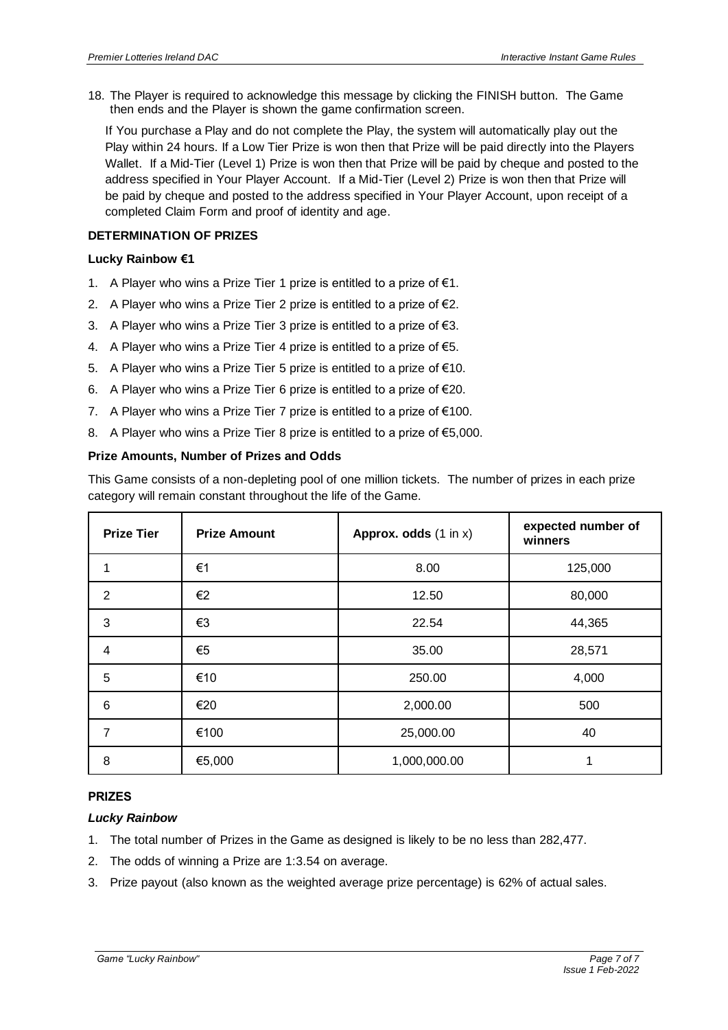18. The Player is required to acknowledge this message by clicking the FINISH button. The Game then ends and the Player is shown the game confirmation screen.

If You purchase a Play and do not complete the Play, the system will automatically play out the Play within 24 hours. If a Low Tier Prize is won then that Prize will be paid directly into the Players Wallet. If a Mid-Tier (Level 1) Prize is won then that Prize will be paid by cheque and posted to the address specified in Your Player Account. If a Mid-Tier (Level 2) Prize is won then that Prize will be paid by cheque and posted to the address specified in Your Player Account, upon receipt of a completed Claim Form and proof of identity and age.

**DETERMINATION OF PRIZES**

**Lucky Rainbow €1**

1. A Player who wins a Prize Tier 1 prize is entitled to a prize of €1.
2. A Player who wins a Prize Tier 2 prize is entitled to a prize of €2.
3. A Player who wins a Prize Tier 3 prize is entitled to a prize of €3.
4. A Player who wins a Prize Tier 4 prize is entitled to a prize of €5.
5. A Player who wins a Prize Tier 5 prize is entitled to a prize of €10.
6. A Player who wins a Prize Tier 6 prize is entitled to a prize of €20.
7. A Player who wins a Prize Tier 7 prize is entitled to a prize of €100.
8. A Player who wins a Prize Tier 8 prize is entitled to a prize of €5,000.

**Prize Amounts, Number of Prizes and Odds**

This Game consists of a non-depleting pool of one million tickets. The number of prizes in each prize category will remain constant throughout the life of the Game.

| Prize Tier | Prize Amount | Approx. odds (1 in x) | expected number of winners |
|---|---|---|---|
| 1 | €1 | 8.00 | 125,000 |
| 2 | €2 | 12.50 | 80,000 |
| 3 | €3 | 22.54 | 44,365 |
| 4 | €5 | 35.00 | 28,571 |
| 5 | €10 | 250.00 | 4,000 |
| 6 | €20 | 2,000.00 | 500 |
| 7 | €100 | 25,000.00 | 40 |
| 8 | €5,000 | 1,000,000.00 | 1 |

**PRIZES**

***Lucky Rainbow***

1. The total number of Prizes in the Game as designed is likely to be no less than 282,477.
2. The odds of winning a Prize are 1:3.54 on average.
3. Prize payout (also known as the weighted average prize percentage) is 62% of actual sales.